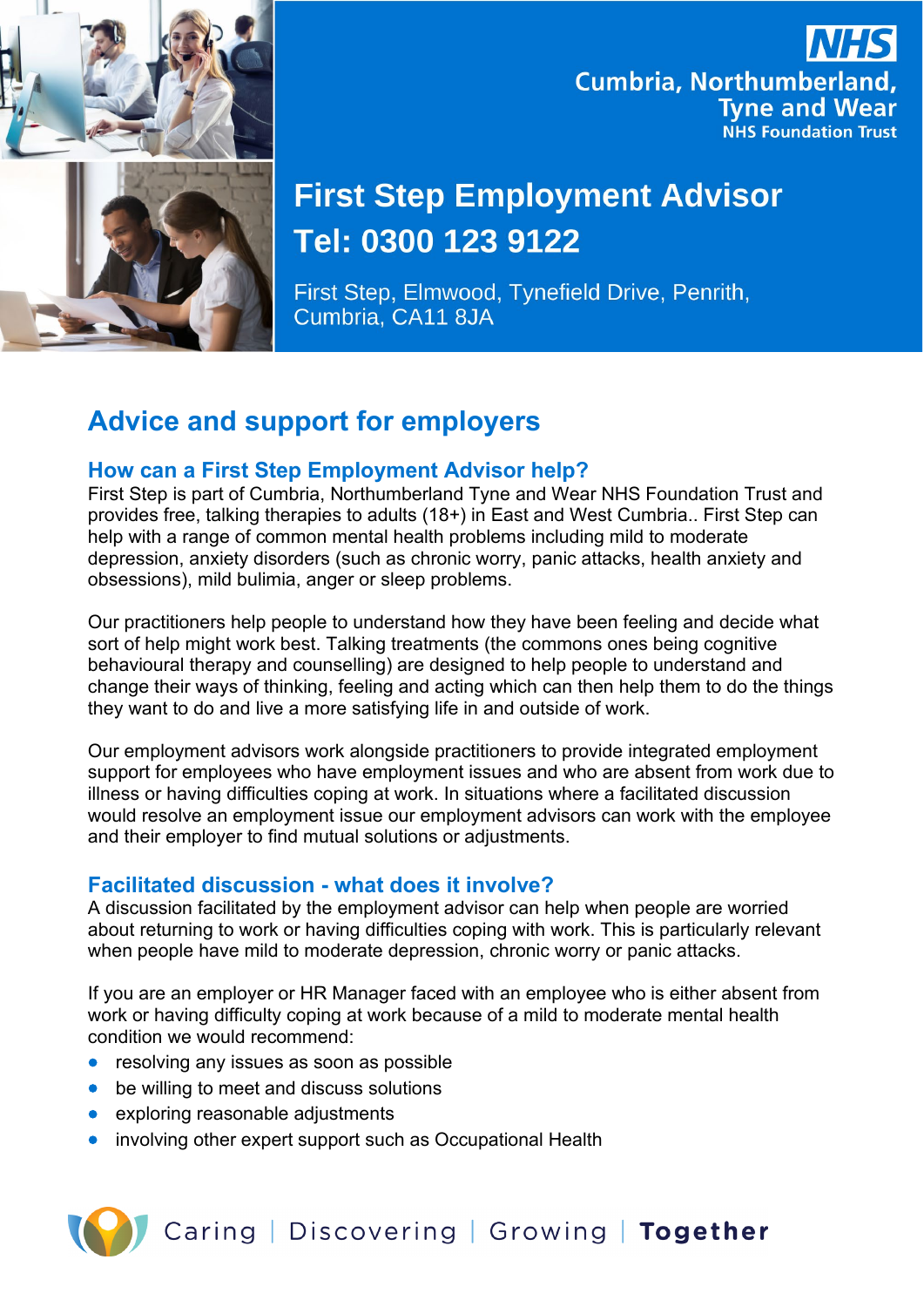NHS

Cumbria, Northumberland, Tyne and Wear
NHS Foundation Trust

# First Step Employment Advisor
# Tel: 0300 123 9122

First Step, Elmwood, Tynefield Drive, Penrith, Cumbria, CA11 8JA

## Advice and support for employers

### How can a First Step Employment Advisor help?

First Step is part of Cumbria, Northumberland Tyne and Wear NHS Foundation Trust and provides free, talking therapies to adults (18+) in East and West Cumbria.. First Step can help with a range of common mental health problems including mild to moderate depression, anxiety disorders (such as chronic worry, panic attacks, health anxiety and obsessions), mild bulimia, anger or sleep problems.

Our practitioners help people to understand how they have been feeling and decide what sort of help might work best. Talking treatments (the commons ones being cognitive behavioural therapy and counselling) are designed to help people to understand and change their ways of thinking, feeling and acting which can then help them to do the things they want to do and live a more satisfying life in and outside of work.

Our employment advisors work alongside practitioners to provide integrated employment support for employees who have employment issues and who are absent from work due to illness or having difficulties coping at work. In situations where a facilitated discussion would resolve an employment issue our employment advisors can work with the employee and their employer to find mutual solutions or adjustments.

### Facilitated discussion - what does it involve?

A discussion facilitated by the employment advisor can help when people are worried about returning to work or having difficulties coping with work. This is particularly relevant when people have mild to moderate depression, chronic worry or panic attacks.

If you are an employer or HR Manager faced with an employee who is either absent from work or having difficulty coping at work because of a mild to moderate mental health condition we would recommend:

- resolving any issues as soon as possible
- be willing to meet and discuss solutions
- exploring reasonable adjustments
- involving other expert support such as Occupational Health

Caring | Discovering | Growing | **Together**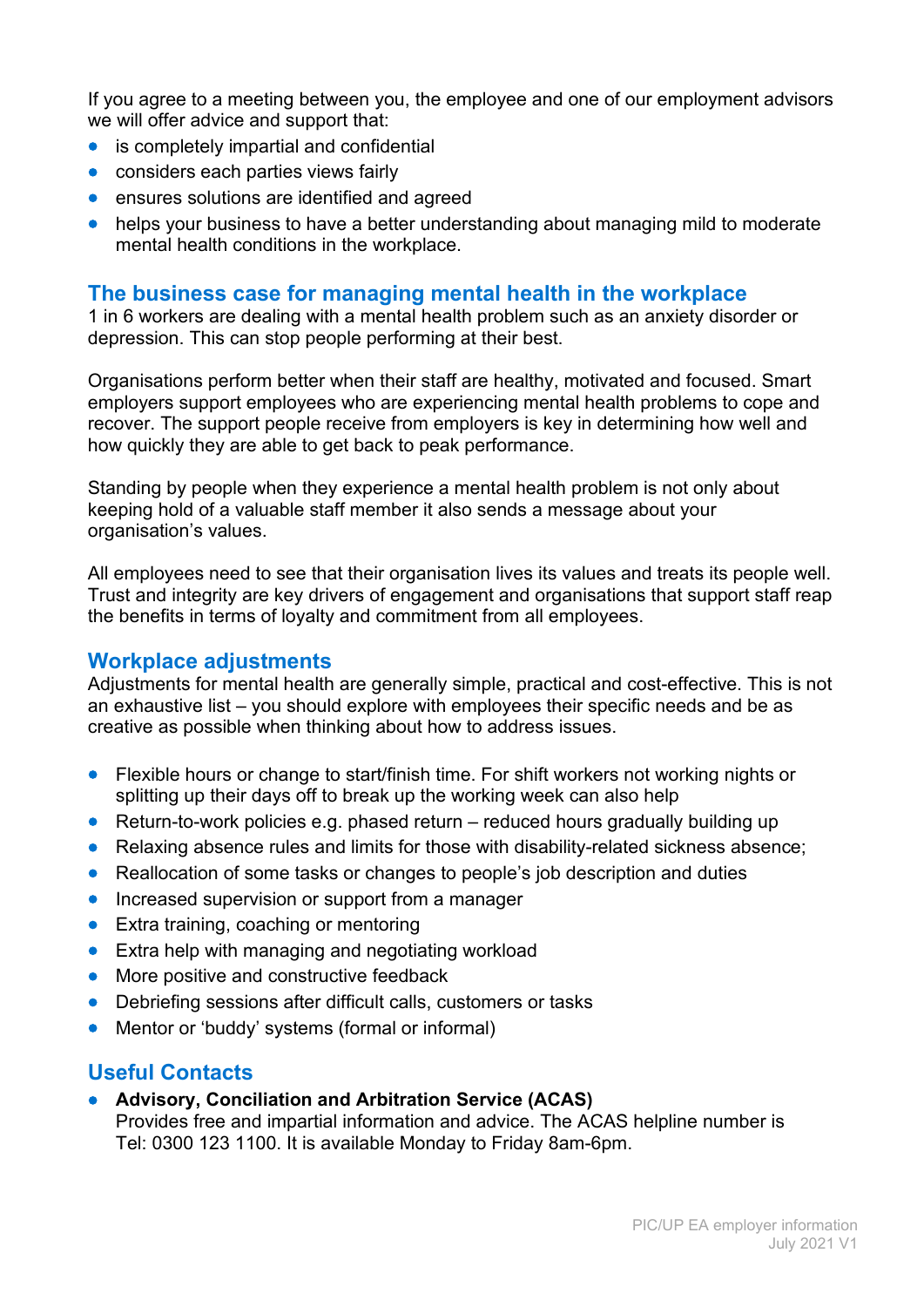If you agree to a meeting between you, the employee and one of our employment advisors we will offer advice and support that:

- is completely impartial and confidential
- considers each parties views fairly
- ensures solutions are identified and agreed
- helps your business to have a better understanding about managing mild to moderate mental health conditions in the workplace.

## The business case for managing mental health in the workplace

1 in 6 workers are dealing with a mental health problem such as an anxiety disorder or depression. This can stop people performing at their best.

Organisations perform better when their staff are healthy, motivated and focused. Smart employers support employees who are experiencing mental health problems to cope and recover. The support people receive from employers is key in determining how well and how quickly they are able to get back to peak performance.

Standing by people when they experience a mental health problem is not only about keeping hold of a valuable staff member it also sends a message about your organisation's values.

All employees need to see that their organisation lives its values and treats its people well. Trust and integrity are key drivers of engagement and organisations that support staff reap the benefits in terms of loyalty and commitment from all employees.

## Workplace adjustments

Adjustments for mental health are generally simple, practical and cost-effective. This is not an exhaustive list – you should explore with employees their specific needs and be as creative as possible when thinking about how to address issues.

- Flexible hours or change to start/finish time. For shift workers not working nights or splitting up their days off to break up the working week can also help
- Return-to-work policies e.g. phased return – reduced hours gradually building up
- Relaxing absence rules and limits for those with disability-related sickness absence;
- Reallocation of some tasks or changes to people's job description and duties
- Increased supervision or support from a manager
- Extra training, coaching or mentoring
- Extra help with managing and negotiating workload
- More positive and constructive feedback
- Debriefing sessions after difficult calls, customers or tasks
- Mentor or 'buddy' systems (formal or informal)

## Useful Contacts

- **Advisory, Conciliation and Arbitration Service (ACAS)**
  Provides free and impartial information and advice. The ACAS helpline number is Tel: 0300 123 1100. It is available Monday to Friday 8am-6pm.